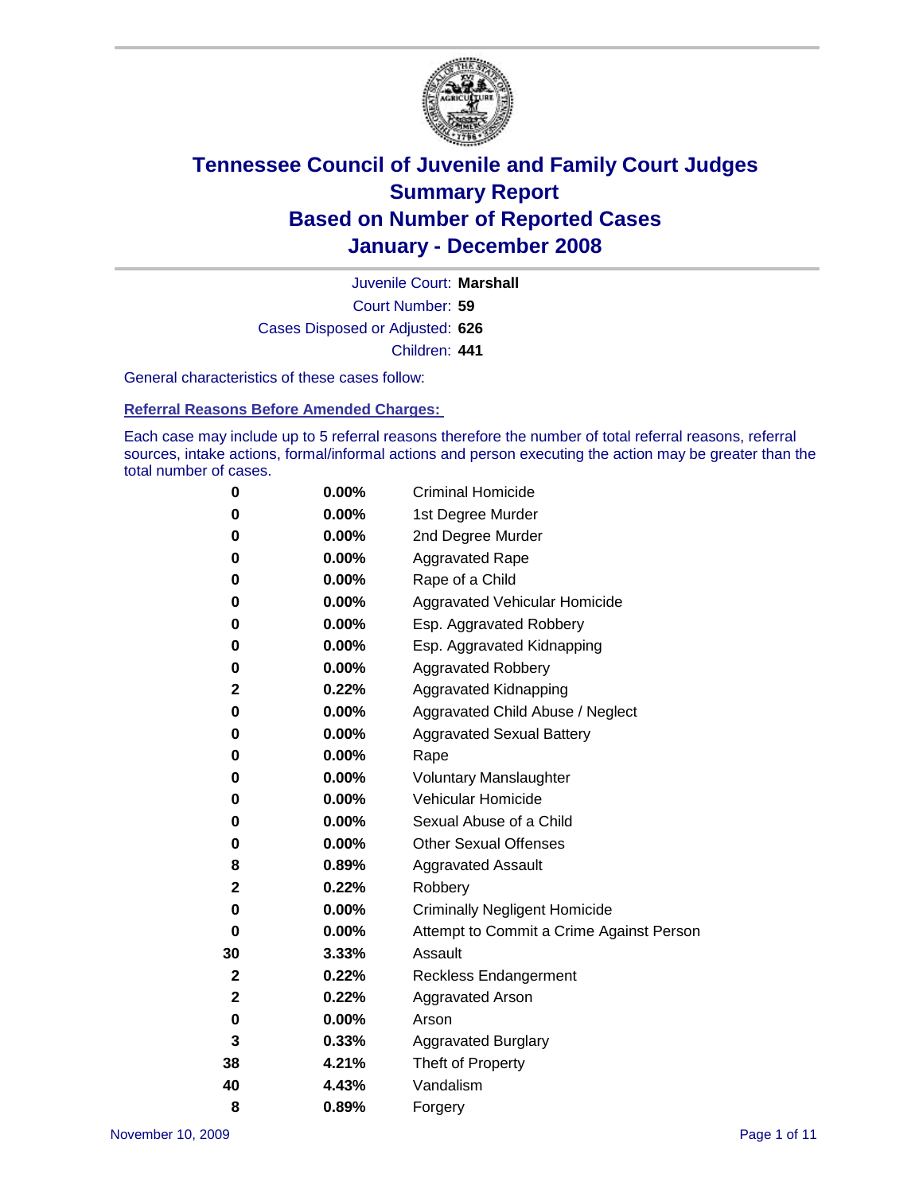# Tennessee Council of Juvenile and Family Court Judges
## Summary Report
## Based on Number of Reported Cases
## January - December 2008

Juvenile Court: **Marshall**

Court Number: **59**

Cases Disposed or Adjusted: **626**

Children: **441**

General characteristics of these cases follow:

### Referral Reasons Before Amended Charges:

Each case may include up to 5 referral reasons therefore the number of total referral reasons, referral sources, intake actions, formal/informal actions and person executing the action may be greater than the total number of cases.

| Count | Percent | Referral Reason |
|---|---|---|
| 0 | 0.00% | Criminal Homicide |
| 0 | 0.00% | 1st Degree Murder |
| 0 | 0.00% | 2nd Degree Murder |
| 0 | 0.00% | Aggravated Rape |
| 0 | 0.00% | Rape of a Child |
| 0 | 0.00% | Aggravated Vehicular Homicide |
| 0 | 0.00% | Esp. Aggravated Robbery |
| 0 | 0.00% | Esp. Aggravated Kidnapping |
| 0 | 0.00% | Aggravated Robbery |
| 2 | 0.22% | Aggravated Kidnapping |
| 0 | 0.00% | Aggravated Child Abuse / Neglect |
| 0 | 0.00% | Aggravated Sexual Battery |
| 0 | 0.00% | Rape |
| 0 | 0.00% | Voluntary Manslaughter |
| 0 | 0.00% | Vehicular Homicide |
| 0 | 0.00% | Sexual Abuse of a Child |
| 0 | 0.00% | Other Sexual Offenses |
| 8 | 0.89% | Aggravated Assault |
| 2 | 0.22% | Robbery |
| 0 | 0.00% | Criminally Negligent Homicide |
| 0 | 0.00% | Attempt to Commit a Crime Against Person |
| 30 | 3.33% | Assault |
| 2 | 0.22% | Reckless Endangerment |
| 2 | 0.22% | Aggravated Arson |
| 0 | 0.00% | Arson |
| 3 | 0.33% | Aggravated Burglary |
| 38 | 4.21% | Theft of Property |
| 40 | 4.43% | Vandalism |
| 8 | 0.89% | Forgery |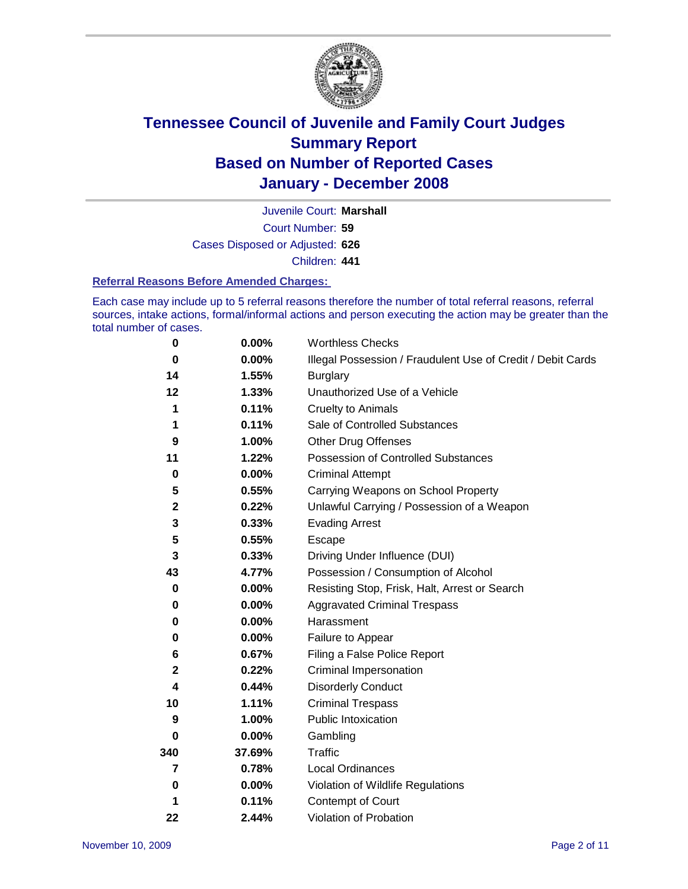# Tennessee Council of Juvenile and Family Court Judges
# Summary Report
# Based on Number of Reported Cases
# January - December 2008

Juvenile Court: **Marshall**

Court Number: **59**

Cases Disposed or Adjusted: **626**

Children: **441**

### Referral Reasons Before Amended Charges:

Each case may include up to 5 referral reasons therefore the number of total referral reasons, referral sources, intake actions, formal/informal actions and person executing the action may be greater than the total number of cases.

| | | |
|---|---|---|
| **0** | **0.00%** | Worthless Checks |
| **0** | **0.00%** | Illegal Possession / Fraudulent Use of Credit / Debit Cards |
| **14** | **1.55%** | Burglary |
| **12** | **1.33%** | Unauthorized Use of a Vehicle |
| **1** | **0.11%** | Cruelty to Animals |
| **1** | **0.11%** | Sale of Controlled Substances |
| **9** | **1.00%** | Other Drug Offenses |
| **11** | **1.22%** | Possession of Controlled Substances |
| **0** | **0.00%** | Criminal Attempt |
| **5** | **0.55%** | Carrying Weapons on School Property |
| **2** | **0.22%** | Unlawful Carrying / Possession of a Weapon |
| **3** | **0.33%** | Evading Arrest |
| **5** | **0.55%** | Escape |
| **3** | **0.33%** | Driving Under Influence (DUI) |
| **43** | **4.77%** | Possession / Consumption of Alcohol |
| **0** | **0.00%** | Resisting Stop, Frisk, Halt, Arrest or Search |
| **0** | **0.00%** | Aggravated Criminal Trespass |
| **0** | **0.00%** | Harassment |
| **0** | **0.00%** | Failure to Appear |
| **6** | **0.67%** | Filing a False Police Report |
| **2** | **0.22%** | Criminal Impersonation |
| **4** | **0.44%** | Disorderly Conduct |
| **10** | **1.11%** | Criminal Trespass |
| **9** | **1.00%** | Public Intoxication |
| **0** | **0.00%** | Gambling |
| **340** | **37.69%** | Traffic |
| **7** | **0.78%** | Local Ordinances |
| **0** | **0.00%** | Violation of Wildlife Regulations |
| **1** | **0.11%** | Contempt of Court |
| **22** | **2.44%** | Violation of Probation |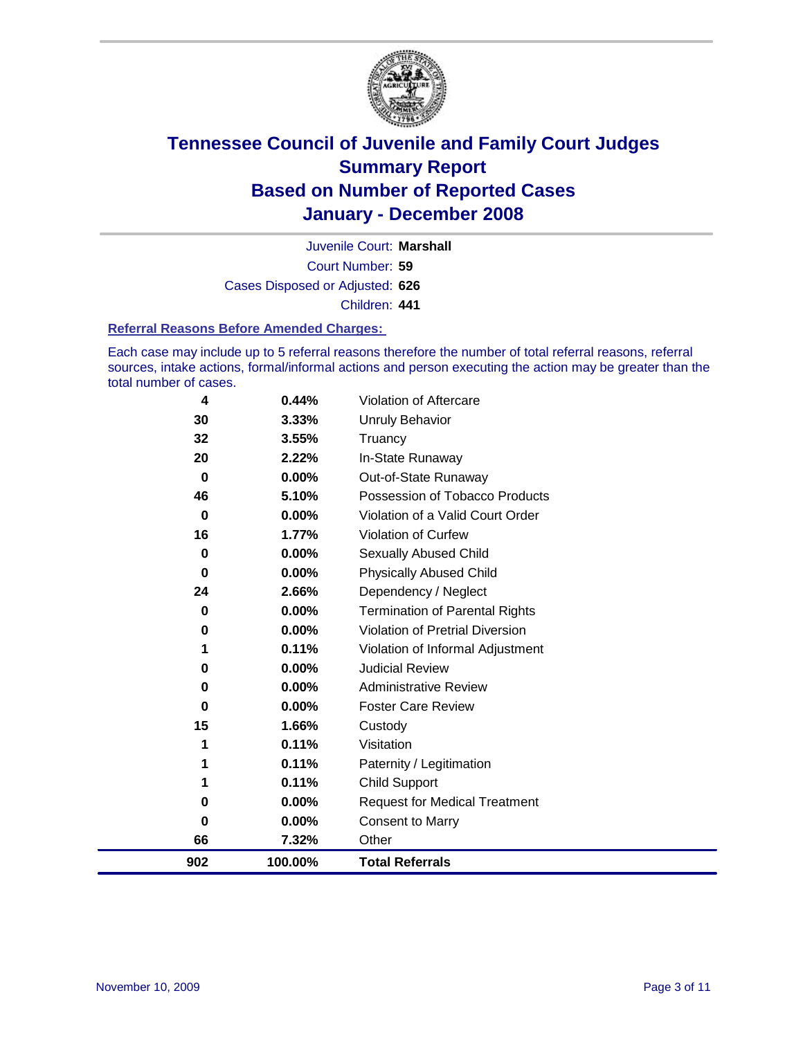# Tennessee Council of Juvenile and Family Court Judges
## Summary Report
## Based on Number of Reported Cases
## January - December 2008

Juvenile Court: **Marshall**

Court Number: **59**

Cases Disposed or Adjusted: **626**

Children: **441**

### Referral Reasons Before Amended Charges:

Each case may include up to 5 referral reasons therefore the number of total referral reasons, referral sources, intake actions, formal/informal actions and person executing the action may be greater than the total number of cases.

| Count | Percent | Referral Reason |
|---|---|---|
| 4 | 0.44% | Violation of Aftercare |
| 30 | 3.33% | Unruly Behavior |
| 32 | 3.55% | Truancy |
| 20 | 2.22% | In-State Runaway |
| 0 | 0.00% | Out-of-State Runaway |
| 46 | 5.10% | Possession of Tobacco Products |
| 0 | 0.00% | Violation of a Valid Court Order |
| 16 | 1.77% | Violation of Curfew |
| 0 | 0.00% | Sexually Abused Child |
| 0 | 0.00% | Physically Abused Child |
| 24 | 2.66% | Dependency / Neglect |
| 0 | 0.00% | Termination of Parental Rights |
| 0 | 0.00% | Violation of Pretrial Diversion |
| 1 | 0.11% | Violation of Informal Adjustment |
| 0 | 0.00% | Judicial Review |
| 0 | 0.00% | Administrative Review |
| 0 | 0.00% | Foster Care Review |
| 15 | 1.66% | Custody |
| 1 | 0.11% | Visitation |
| 1 | 0.11% | Paternity / Legitimation |
| 1 | 0.11% | Child Support |
| 0 | 0.00% | Request for Medical Treatment |
| 0 | 0.00% | Consent to Marry |
| 66 | 7.32% | Other |
| **902** | **100.00%** | **Total Referrals** |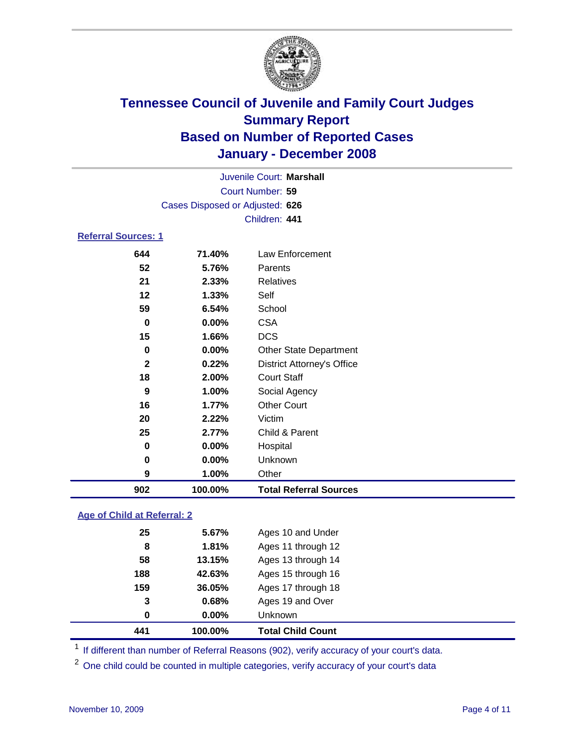# Tennessee Council of Juvenile and Family Court Judges
## Summary Report
## Based on Number of Reported Cases
## January - December 2008

Juvenile Court: **Marshall**
Court Number: **59**
Cases Disposed or Adjusted: **626**
Children: **441**

### Referral Sources: 1

| | | |
|---|---|---|
| 644 | 71.40% | Law Enforcement |
| 52 | 5.76% | Parents |
| 21 | 2.33% | Relatives |
| 12 | 1.33% | Self |
| 59 | 6.54% | School |
| 0 | 0.00% | CSA |
| 15 | 1.66% | DCS |
| 0 | 0.00% | Other State Department |
| 2 | 0.22% | District Attorney's Office |
| 18 | 2.00% | Court Staff |
| 9 | 1.00% | Social Agency |
| 16 | 1.77% | Other Court |
| 20 | 2.22% | Victim |
| 25 | 2.77% | Child & Parent |
| 0 | 0.00% | Hospital |
| 0 | 0.00% | Unknown |
| 9 | 1.00% | Other |
| **902** | **100.00%** | **Total Referral Sources** |

### Age of Child at Referral: 2

| | | |
|---|---|---|
| 25 | 5.67% | Ages 10 and Under |
| 8 | 1.81% | Ages 11 through 12 |
| 58 | 13.15% | Ages 13 through 14 |
| 188 | 42.63% | Ages 15 through 16 |
| 159 | 36.05% | Ages 17 through 18 |
| 3 | 0.68% | Ages 19 and Over |
| 0 | 0.00% | Unknown |
| **441** | **100.00%** | **Total Child Count** |

[1] If different than number of Referral Reasons (902), verify accuracy of your court's data.

[2] One child could be counted in multiple categories, verify accuracy of your court's data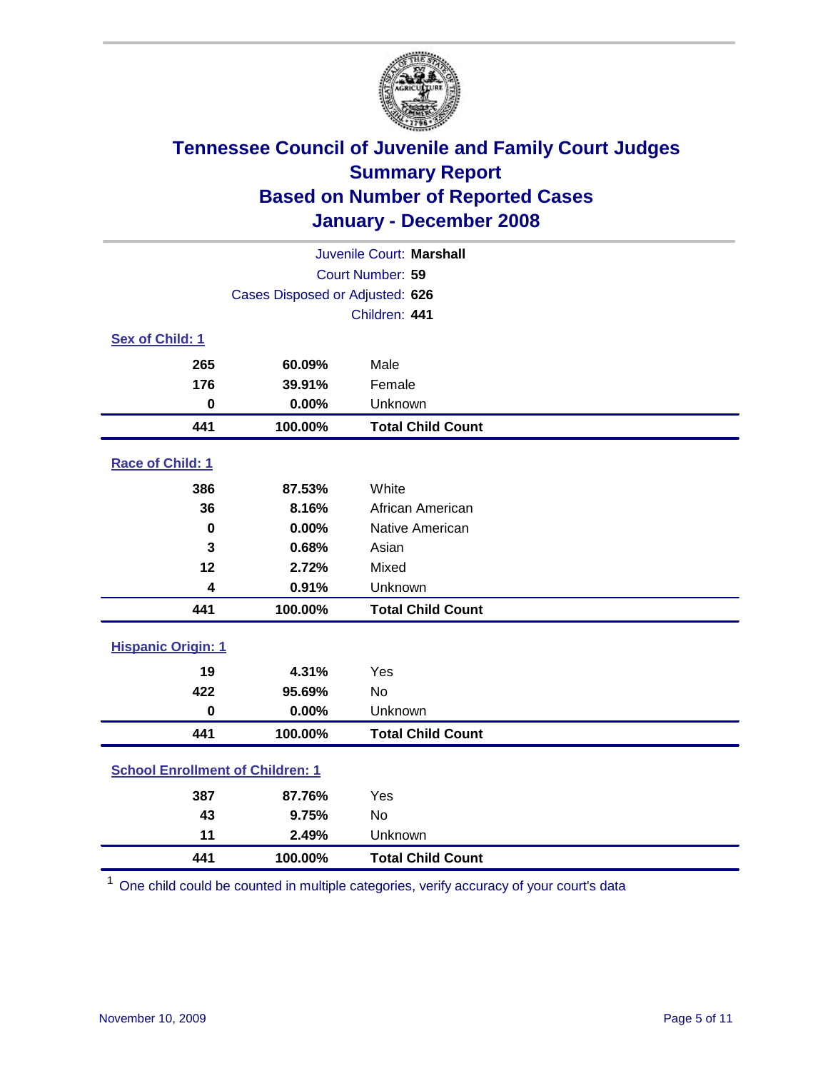# Tennessee Council of Juvenile and Family Court Judges
## Summary Report
## Based on Number of Reported Cases
## January - December 2008

Juvenile Court: **Marshall**
Court Number: **59**
Cases Disposed or Adjusted: **626**
Children: **441**

### Sex of Child: 1

| Count | Percent | Category |
|---|---|---|
| 265 | 60.09% | Male |
| 176 | 39.91% | Female |
| 0 | 0.00% | Unknown |
| **441** | **100.00%** | **Total Child Count** |

### Race of Child: 1

| Count | Percent | Category |
|---|---|---|
| 386 | 87.53% | White |
| 36 | 8.16% | African American |
| 0 | 0.00% | Native American |
| 3 | 0.68% | Asian |
| 12 | 2.72% | Mixed |
| 4 | 0.91% | Unknown |
| **441** | **100.00%** | **Total Child Count** |

### Hispanic Origin: 1

| Count | Percent | Category |
|---|---|---|
| 19 | 4.31% | Yes |
| 422 | 95.69% | No |
| 0 | 0.00% | Unknown |
| **441** | **100.00%** | **Total Child Count** |

### School Enrollment of Children: 1

| Count | Percent | Category |
|---|---|---|
| 387 | 87.76% | Yes |
| 43 | 9.75% | No |
| 11 | 2.49% | Unknown |
| **441** | **100.00%** | **Total Child Count** |

[1] One child could be counted in multiple categories, verify accuracy of your court's data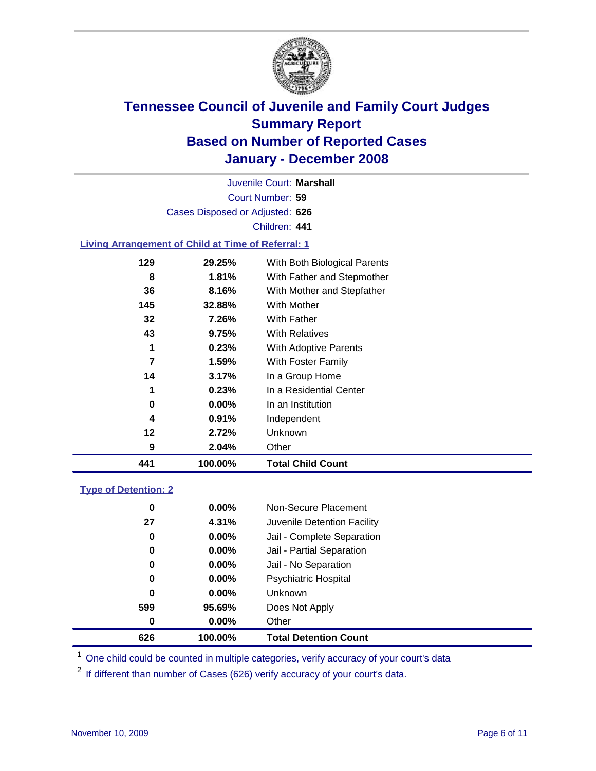# Tennessee Council of Juvenile and Family Court Judges
## Summary Report
## Based on Number of Reported Cases
## January - December 2008

Juvenile Court: **Marshall**
Court Number: **59**
Cases Disposed or Adjusted: **626**
Children: **441**

### Living Arrangement of Child at Time of Referral: 1

| Count | Percent | Living Arrangement |
|---|---|---|
| 129 | 29.25% | With Both Biological Parents |
| 8 | 1.81% | With Father and Stepmother |
| 36 | 8.16% | With Mother and Stepfather |
| 145 | 32.88% | With Mother |
| 32 | 7.26% | With Father |
| 43 | 9.75% | With Relatives |
| 1 | 0.23% | With Adoptive Parents |
| 7 | 1.59% | With Foster Family |
| 14 | 3.17% | In a Group Home |
| 1 | 0.23% | In a Residential Center |
| 0 | 0.00% | In an Institution |
| 4 | 0.91% | Independent |
| 12 | 2.72% | Unknown |
| 9 | 2.04% | Other |
| **441** | **100.00%** | **Total Child Count** |

### Type of Detention: 2

| Count | Percent | Type of Detention |
|---|---|---|
| 0 | 0.00% | Non-Secure Placement |
| 27 | 4.31% | Juvenile Detention Facility |
| 0 | 0.00% | Jail - Complete Separation |
| 0 | 0.00% | Jail - Partial Separation |
| 0 | 0.00% | Jail - No Separation |
| 0 | 0.00% | Psychiatric Hospital |
| 0 | 0.00% | Unknown |
| 599 | 95.69% | Does Not Apply |
| 0 | 0.00% | Other |
| **626** | **100.00%** | **Total Detention Count** |

[1] One child could be counted in multiple categories, verify accuracy of your court's data

[2] If different than number of Cases (626) verify accuracy of your court's data.

November 10, 2009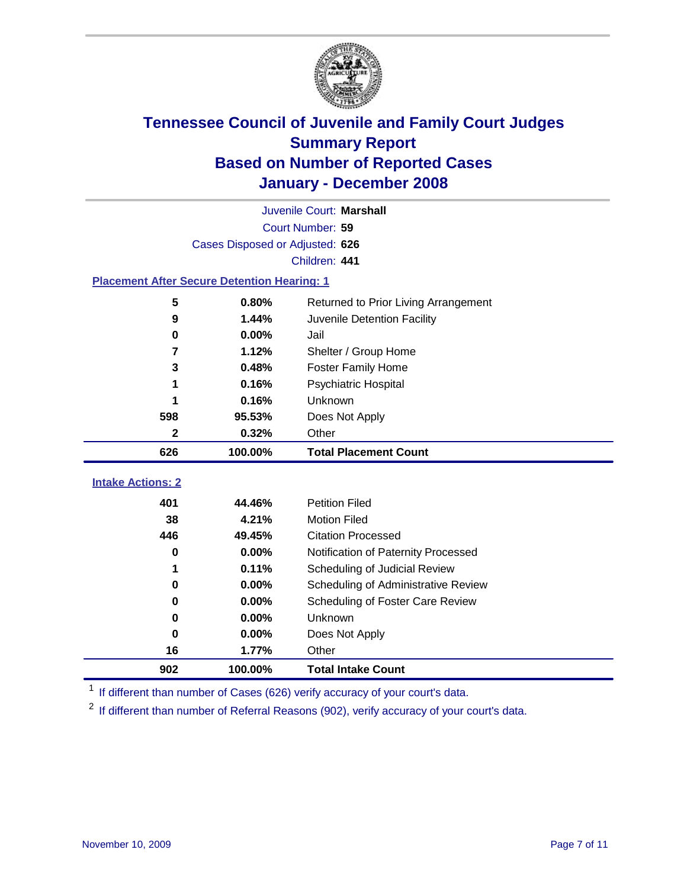# Tennessee Council of Juvenile and Family Court Judges
## Summary Report
## Based on Number of Reported Cases
## January - December 2008

Juvenile Court: **Marshall**
Court Number: **59**
Cases Disposed or Adjusted: **626**
Children: **441**

### Placement After Secure Detention Hearing: 1

| Count | Percent | Placement |
|---|---|---|
| 5 | 0.80% | Returned to Prior Living Arrangement |
| 9 | 1.44% | Juvenile Detention Facility |
| 0 | 0.00% | Jail |
| 7 | 1.12% | Shelter / Group Home |
| 3 | 0.48% | Foster Family Home |
| 1 | 0.16% | Psychiatric Hospital |
| 1 | 0.16% | Unknown |
| 598 | 95.53% | Does Not Apply |
| 2 | 0.32% | Other |
| **626** | **100.00%** | **Total Placement Count** |

### Intake Actions: 2

| Count | Percent | Intake Action |
|---|---|---|
| 401 | 44.46% | Petition Filed |
| 38 | 4.21% | Motion Filed |
| 446 | 49.45% | Citation Processed |
| 0 | 0.00% | Notification of Paternity Processed |
| 1 | 0.11% | Scheduling of Judicial Review |
| 0 | 0.00% | Scheduling of Administrative Review |
| 0 | 0.00% | Scheduling of Foster Care Review |
| 0 | 0.00% | Unknown |
| 0 | 0.00% | Does Not Apply |
| 16 | 1.77% | Other |
| **902** | **100.00%** | **Total Intake Count** |

[1] If different than number of Cases (626) verify accuracy of your court's data.

[2] If different than number of Referral Reasons (902), verify accuracy of your court's data.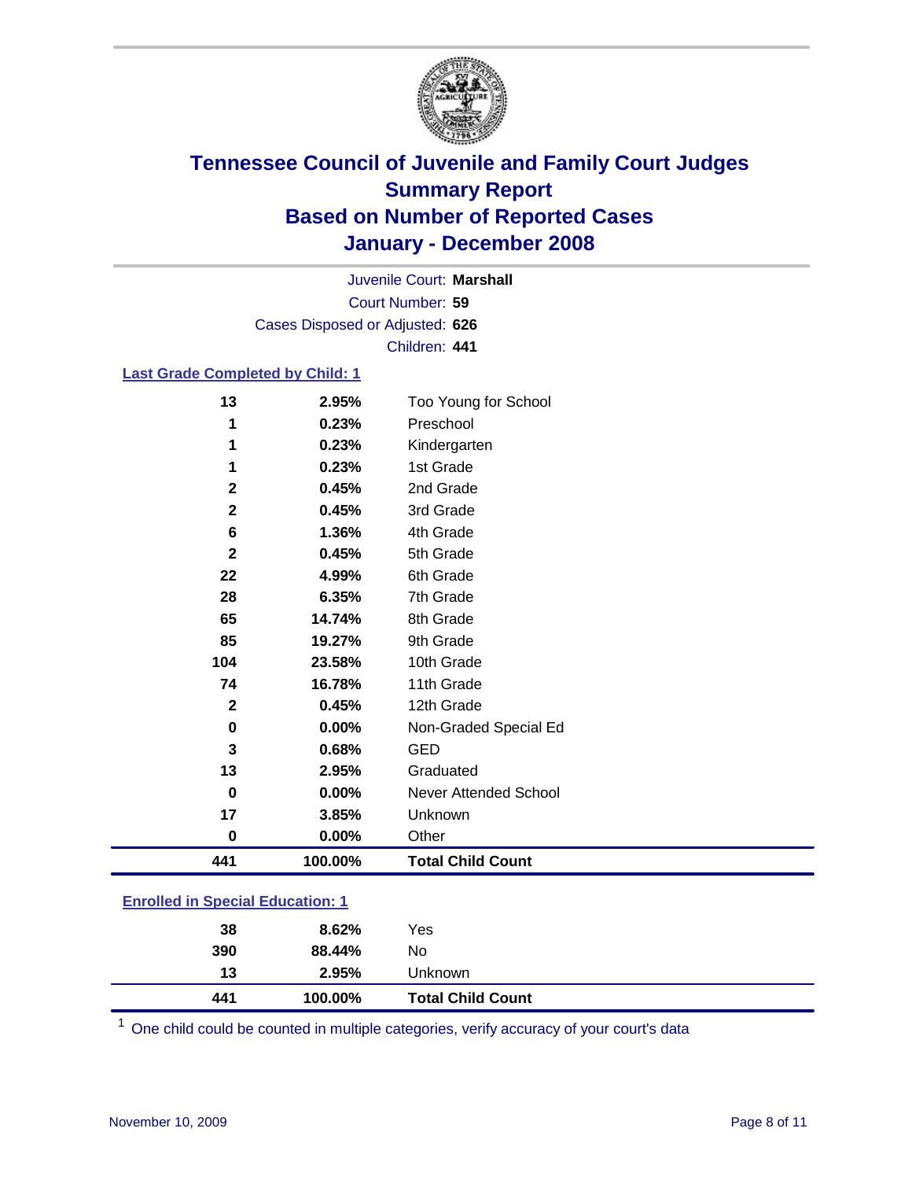# Tennessee Council of Juvenile and Family Court Judges
# Summary Report
# Based on Number of Reported Cases
# January - December 2008

Juvenile Court: **Marshall**
Court Number: **59**
Cases Disposed or Adjusted: **626**
Children: **441**

## Last Grade Completed by Child: 1

| Count | Percent | Category |
|---|---|---|
| 13 | 2.95% | Too Young for School |
| 1 | 0.23% | Preschool |
| 1 | 0.23% | Kindergarten |
| 1 | 0.23% | 1st Grade |
| 2 | 0.45% | 2nd Grade |
| 2 | 0.45% | 3rd Grade |
| 6 | 1.36% | 4th Grade |
| 2 | 0.45% | 5th Grade |
| 22 | 4.99% | 6th Grade |
| 28 | 6.35% | 7th Grade |
| 65 | 14.74% | 8th Grade |
| 85 | 19.27% | 9th Grade |
| 104 | 23.58% | 10th Grade |
| 74 | 16.78% | 11th Grade |
| 2 | 0.45% | 12th Grade |
| 0 | 0.00% | Non-Graded Special Ed |
| 3 | 0.68% | GED |
| 13 | 2.95% | Graduated |
| 0 | 0.00% | Never Attended School |
| 17 | 3.85% | Unknown |
| 0 | 0.00% | Other |
| **441** | **100.00%** | **Total Child Count** |

## Enrolled in Special Education: 1

| Count | Percent | Category |
|---|---|---|
| 38 | 8.62% | Yes |
| 390 | 88.44% | No |
| 13 | 2.95% | Unknown |
| **441** | **100.00%** | **Total Child Count** |

[1] One child could be counted in multiple categories, verify accuracy of your court's data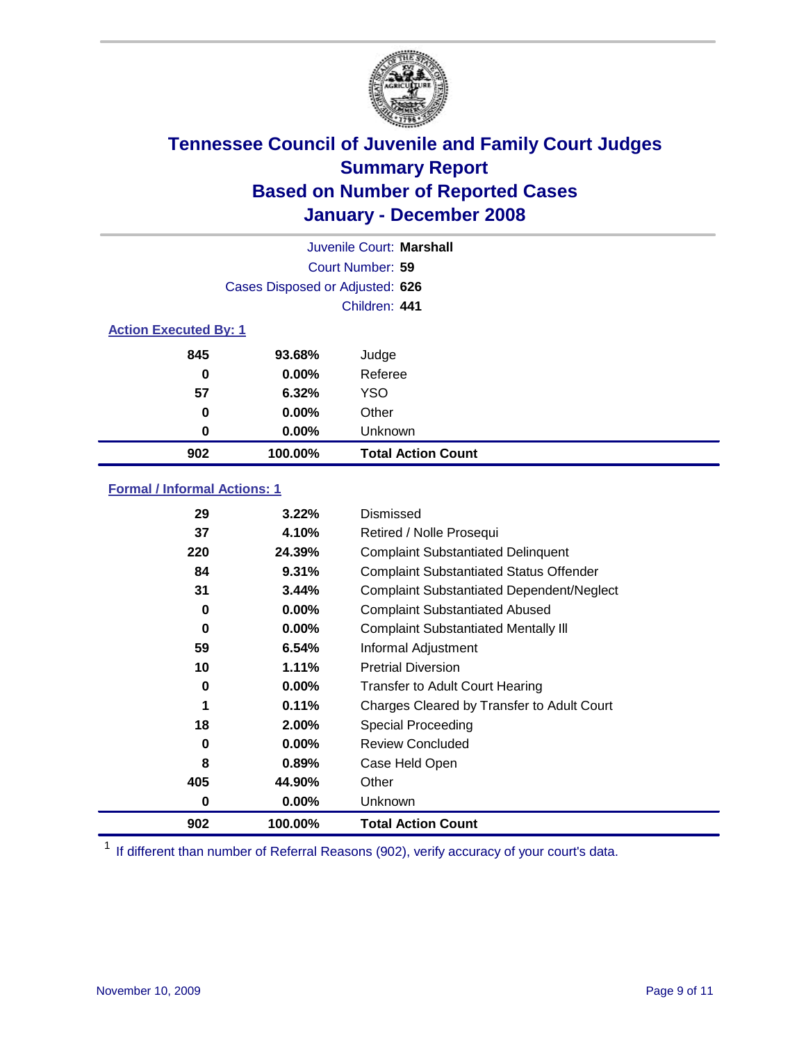# Tennessee Council of Juvenile and Family Court Judges
## Summary Report
## Based on Number of Reported Cases
## January - December 2008

Juvenile Court: **Marshall**

Court Number: **59**

Cases Disposed or Adjusted: **626**

Children: **441**

### Action Executed By: 1

| | | |
|---|---|---|
| **845** | **93.68%** | Judge |
| **0** | **0.00%** | Referee |
| **57** | **6.32%** | YSO |
| **0** | **0.00%** | Other |
| **0** | **0.00%** | Unknown |
| **902** | **100.00%** | **Total Action Count** |

### Formal / Informal Actions: 1

| | | |
|---|---|---|
| **29** | **3.22%** | Dismissed |
| **37** | **4.10%** | Retired / Nolle Prosequi |
| **220** | **24.39%** | Complaint Substantiated Delinquent |
| **84** | **9.31%** | Complaint Substantiated Status Offender |
| **31** | **3.44%** | Complaint Substantiated Dependent/Neglect |
| **0** | **0.00%** | Complaint Substantiated Abused |
| **0** | **0.00%** | Complaint Substantiated Mentally Ill |
| **59** | **6.54%** | Informal Adjustment |
| **10** | **1.11%** | Pretrial Diversion |
| **0** | **0.00%** | Transfer to Adult Court Hearing |
| **1** | **0.11%** | Charges Cleared by Transfer to Adult Court |
| **18** | **2.00%** | Special Proceeding |
| **0** | **0.00%** | Review Concluded |
| **8** | **0.89%** | Case Held Open |
| **405** | **44.90%** | Other |
| **0** | **0.00%** | Unknown |
| **902** | **100.00%** | **Total Action Count** |

[1] If different than number of Referral Reasons (902), verify accuracy of your court's data.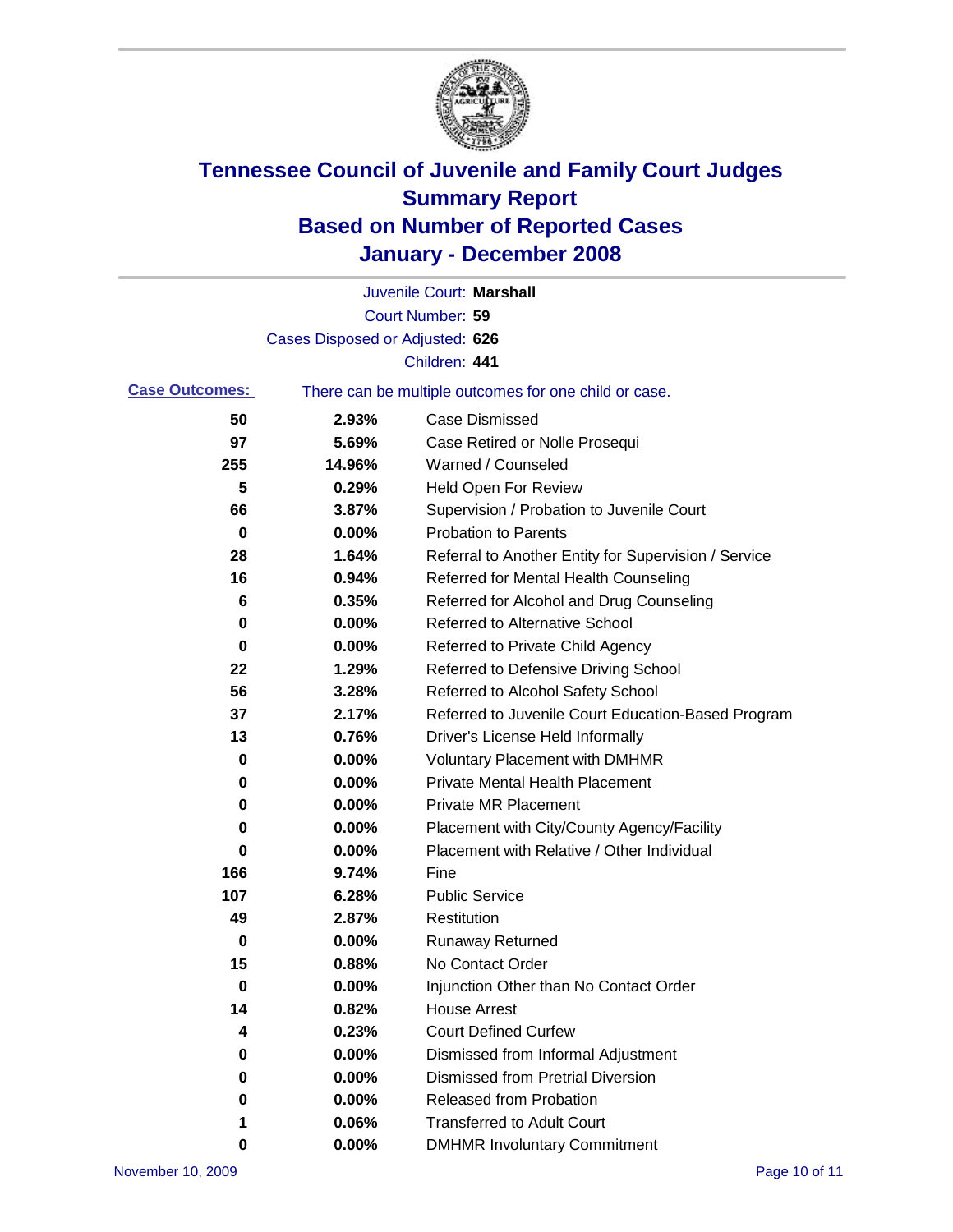# Tennessee Council of Juvenile and Family Court Judges
## Summary Report
## Based on Number of Reported Cases
## January - December 2008

Juvenile Court: **Marshall**

Court Number: **59**

Cases Disposed or Adjusted: **626**

Children: **441**

**Case Outcomes:** There can be multiple outcomes for one child or case.

| Count | Percent | Outcome |
|---|---|---|
| 50 | 2.93% | Case Dismissed |
| 97 | 5.69% | Case Retired or Nolle Prosequi |
| 255 | 14.96% | Warned / Counseled |
| 5 | 0.29% | Held Open For Review |
| 66 | 3.87% | Supervision / Probation to Juvenile Court |
| 0 | 0.00% | Probation to Parents |
| 28 | 1.64% | Referral to Another Entity for Supervision / Service |
| 16 | 0.94% | Referred for Mental Health Counseling |
| 6 | 0.35% | Referred for Alcohol and Drug Counseling |
| 0 | 0.00% | Referred to Alternative School |
| 0 | 0.00% | Referred to Private Child Agency |
| 22 | 1.29% | Referred to Defensive Driving School |
| 56 | 3.28% | Referred to Alcohol Safety School |
| 37 | 2.17% | Referred to Juvenile Court Education-Based Program |
| 13 | 0.76% | Driver's License Held Informally |
| 0 | 0.00% | Voluntary Placement with DMHMR |
| 0 | 0.00% | Private Mental Health Placement |
| 0 | 0.00% | Private MR Placement |
| 0 | 0.00% | Placement with City/County Agency/Facility |
| 0 | 0.00% | Placement with Relative / Other Individual |
| 166 | 9.74% | Fine |
| 107 | 6.28% | Public Service |
| 49 | 2.87% | Restitution |
| 0 | 0.00% | Runaway Returned |
| 15 | 0.88% | No Contact Order |
| 0 | 0.00% | Injunction Other than No Contact Order |
| 14 | 0.82% | House Arrest |
| 4 | 0.23% | Court Defined Curfew |
| 0 | 0.00% | Dismissed from Informal Adjustment |
| 0 | 0.00% | Dismissed from Pretrial Diversion |
| 0 | 0.00% | Released from Probation |
| 1 | 0.06% | Transferred to Adult Court |
| 0 | 0.00% | DMHMR Involuntary Commitment |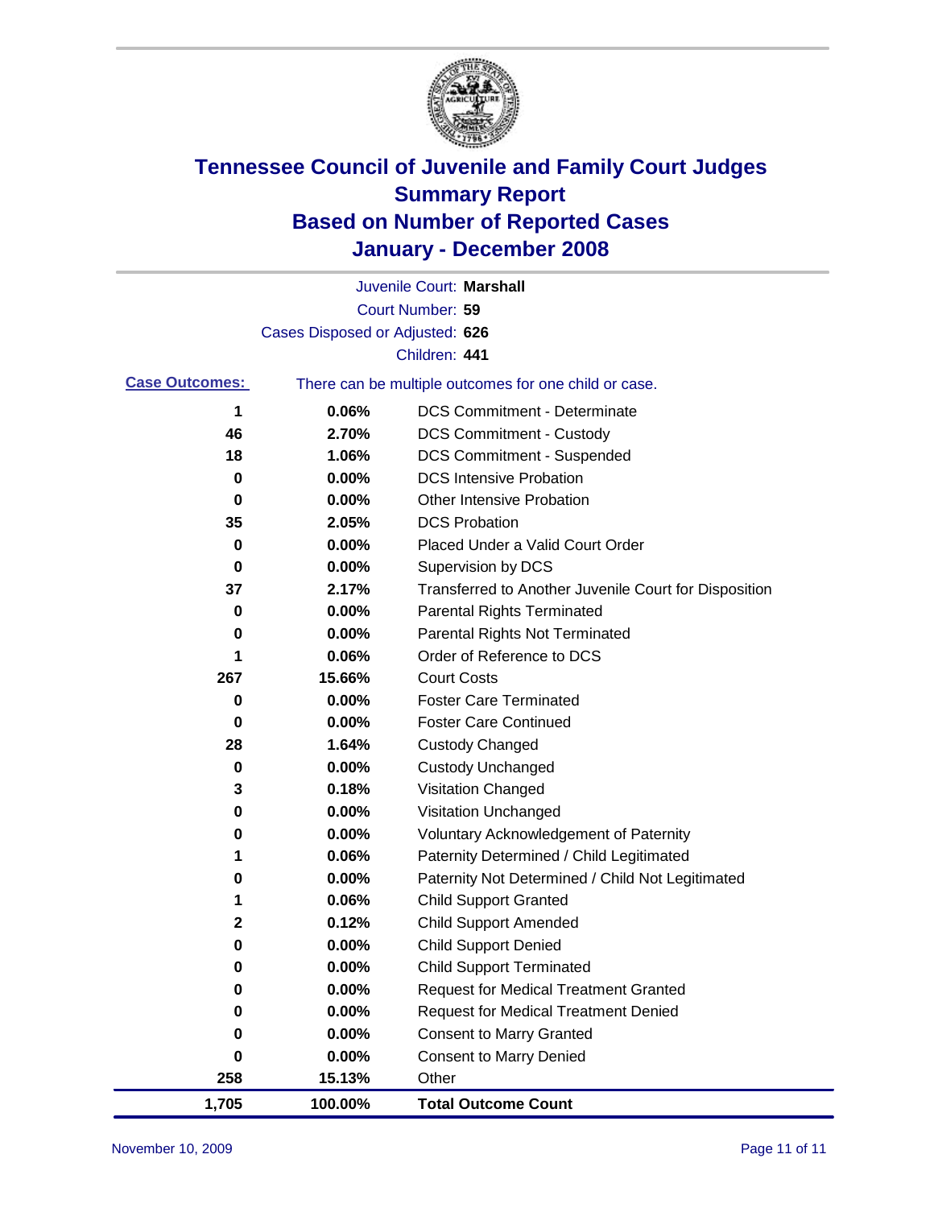# Tennessee Council of Juvenile and Family Court Judges
## Summary Report
## Based on Number of Reported Cases
## January - December 2008

Juvenile Court: **Marshall**

Court Number: **59**

Cases Disposed or Adjusted: **626**

Children: **441**

**Case Outcomes:** There can be multiple outcomes for one child or case.

| | | |
|---|---|---|
| 1 | 0.06% | DCS Commitment - Determinate |
| 46 | 2.70% | DCS Commitment - Custody |
| 18 | 1.06% | DCS Commitment - Suspended |
| 0 | 0.00% | DCS Intensive Probation |
| 0 | 0.00% | Other Intensive Probation |
| 35 | 2.05% | DCS Probation |
| 0 | 0.00% | Placed Under a Valid Court Order |
| 0 | 0.00% | Supervision by DCS |
| 37 | 2.17% | Transferred to Another Juvenile Court for Disposition |
| 0 | 0.00% | Parental Rights Terminated |
| 0 | 0.00% | Parental Rights Not Terminated |
| 1 | 0.06% | Order of Reference to DCS |
| 267 | 15.66% | Court Costs |
| 0 | 0.00% | Foster Care Terminated |
| 0 | 0.00% | Foster Care Continued |
| 28 | 1.64% | Custody Changed |
| 0 | 0.00% | Custody Unchanged |
| 3 | 0.18% | Visitation Changed |
| 0 | 0.00% | Visitation Unchanged |
| 0 | 0.00% | Voluntary Acknowledgement of Paternity |
| 1 | 0.06% | Paternity Determined / Child Legitimated |
| 0 | 0.00% | Paternity Not Determined / Child Not Legitimated |
| 1 | 0.06% | Child Support Granted |
| 2 | 0.12% | Child Support Amended |
| 0 | 0.00% | Child Support Denied |
| 0 | 0.00% | Child Support Terminated |
| 0 | 0.00% | Request for Medical Treatment Granted |
| 0 | 0.00% | Request for Medical Treatment Denied |
| 0 | 0.00% | Consent to Marry Granted |
| 0 | 0.00% | Consent to Marry Denied |
| 258 | 15.13% | Other |
| **1,705** | **100.00%** | **Total Outcome Count** |